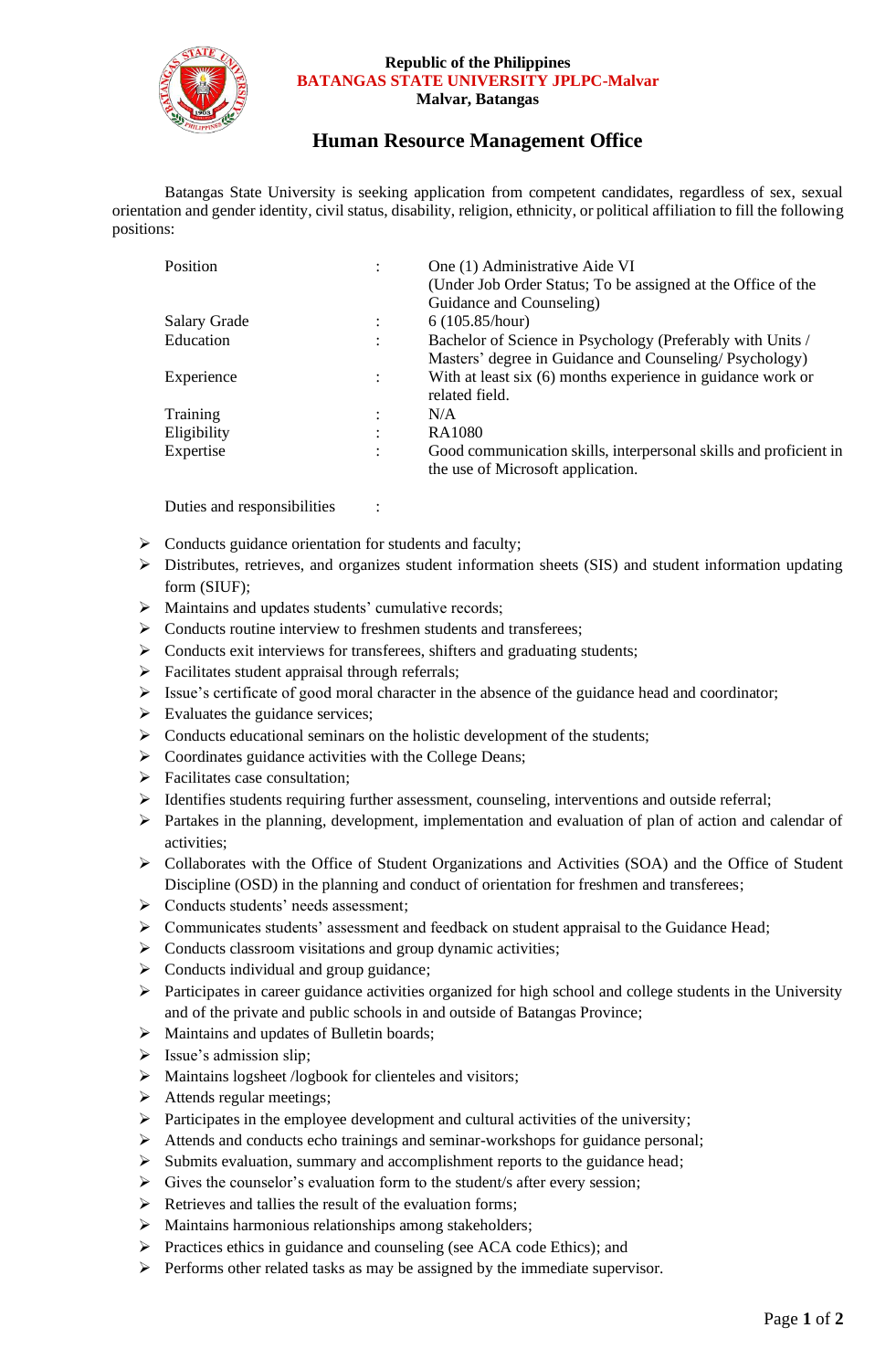**Republic of the Philippines**
**BATANGAS STATE UNIVERSITY JPLPC-Malvar**
**Malvar, Batangas**

## Human Resource Management Office

Batangas State University is seeking application from competent candidates, regardless of sex, sexual orientation and gender identity, civil status, disability, religion, ethnicity, or political affiliation to fill the following positions:

| | | |
|---|---|---|
| Position | : | One (1) Administrative Aide VI (Under Job Order Status; To be assigned at the Office of the Guidance and Counseling) |
| Salary Grade | : | 6 (105.85/hour) |
| Education | : | Bachelor of Science in Psychology (Preferably with Units / Masters' degree in Guidance and Counseling/ Psychology) |
| Experience | : | With at least six (6) months experience in guidance work or related field. |
| Training | : | N/A |
| Eligibility | : | RA1080 |
| Expertise | : | Good communication skills, interpersonal skills and proficient in the use of Microsoft application. |

Duties and responsibilities :

- Conducts guidance orientation for students and faculty;
- Distributes, retrieves, and organizes student information sheets (SIS) and student information updating form (SIUF);
- Maintains and updates students' cumulative records;
- Conducts routine interview to freshmen students and transferees;
- Conducts exit interviews for transferees, shifters and graduating students;
- Facilitates student appraisal through referrals;
- Issue's certificate of good moral character in the absence of the guidance head and coordinator;
- Evaluates the guidance services;
- Conducts educational seminars on the holistic development of the students;
- Coordinates guidance activities with the College Deans;
- Facilitates case consultation;
- Identifies students requiring further assessment, counseling, interventions and outside referral;
- Partakes in the planning, development, implementation and evaluation of plan of action and calendar of activities;
- Collaborates with the Office of Student Organizations and Activities (SOA) and the Office of Student Discipline (OSD) in the planning and conduct of orientation for freshmen and transferees;
- Conducts students' needs assessment;
- Communicates students' assessment and feedback on student appraisal to the Guidance Head;
- Conducts classroom visitations and group dynamic activities;
- Conducts individual and group guidance;
- Participates in career guidance activities organized for high school and college students in the University and of the private and public schools in and outside of Batangas Province;
- Maintains and updates of Bulletin boards;
- Issue's admission slip;
- Maintains logsheet /logbook for clienteles and visitors;
- Attends regular meetings;
- Participates in the employee development and cultural activities of the university;
- Attends and conducts echo trainings and seminar-workshops for guidance personal;
- Submits evaluation, summary and accomplishment reports to the guidance head;
- Gives the counselor's evaluation form to the student/s after every session;
- Retrieves and tallies the result of the evaluation forms;
- Maintains harmonious relationships among stakeholders;
- Practices ethics in guidance and counseling (see ACA code Ethics); and
- Performs other related tasks as may be assigned by the immediate supervisor.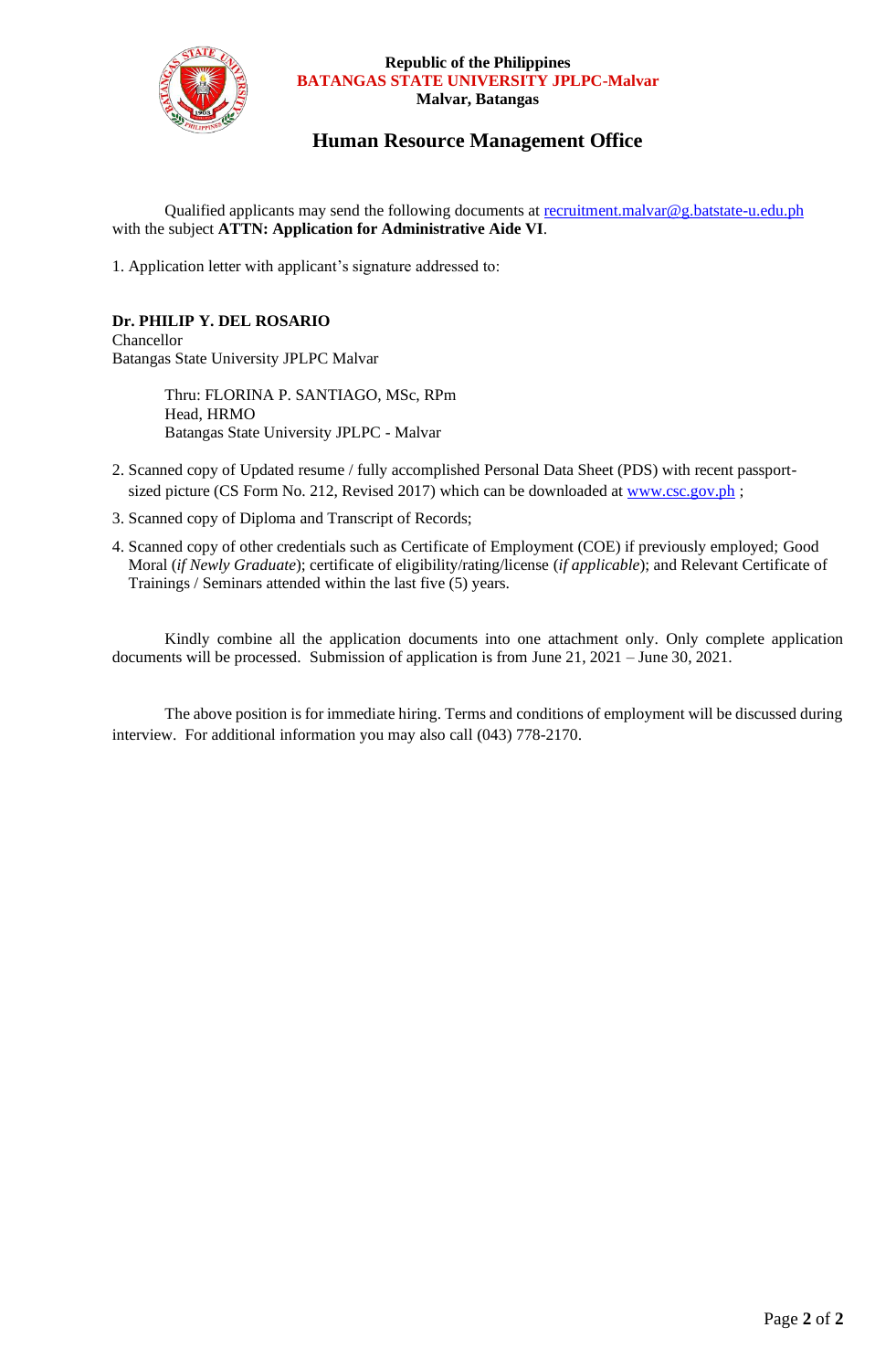Republic of the Philippines
**BATANGAS STATE UNIVERSITY JPLPC-Malvar**
**Malvar, Batangas**

## Human Resource Management Office

Qualified applicants may send the following documents at recruitment.malvar@g.batstate-u.edu.ph with the subject **ATTN: Application for Administrative Aide VI**.

1. Application letter with applicant's signature addressed to:

**Dr. PHILIP Y. DEL ROSARIO**
Chancellor
Batangas State University JPLPC Malvar

Thru: FLORINA P. SANTIAGO, MSc, RPm
Head, HRMO
Batangas State University JPLPC - Malvar

2. Scanned copy of Updated resume / fully accomplished Personal Data Sheet (PDS) with recent passport-sized picture (CS Form No. 212, Revised 2017) which can be downloaded at www.csc.gov.ph ;
3. Scanned copy of Diploma and Transcript of Records;
4. Scanned copy of other credentials such as Certificate of Employment (COE) if previously employed; Good Moral (*if Newly Graduate*); certificate of eligibility/rating/license (*if applicable*); and Relevant Certificate of Trainings / Seminars attended within the last five (5) years.

Kindly combine all the application documents into one attachment only. Only complete application documents will be processed. Submission of application is from June 21, 2021 – June 30, 2021.

The above position is for immediate hiring. Terms and conditions of employment will be discussed during interview. For additional information you may also call (043) 778-2170.